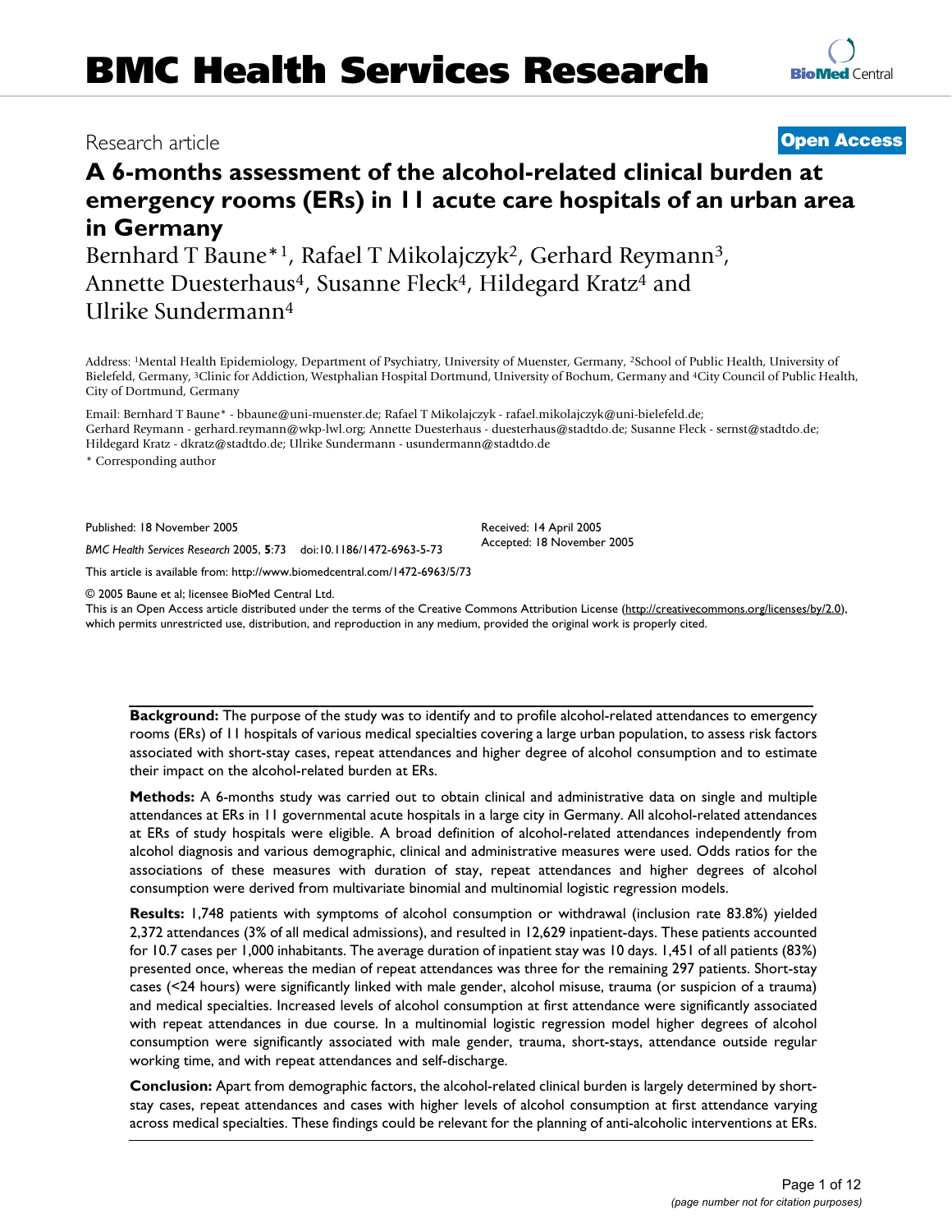Research article

**Open Access**

# A 6-months assessment of the alcohol-related clinical burden at emergency rooms (ERs) in 11 acute care hospitals of an urban area in Germany

Bernhard T Baune*[1], Rafael T Mikolajczyk[2], Gerhard Reymann[3], Annette Duesterhaus[4], Susanne Fleck[4], Hildegard Kratz[4] and Ulrike Sundermann[4]

Address: [1]Mental Health Epidemiology, Department of Psychiatry, University of Muenster, Germany, [2]School of Public Health, University of Bielefeld, Germany, [3]Clinic for Addiction, Westphalian Hospital Dortmund, University of Bochum, Germany and [4]City Council of Public Health, City of Dortmund, Germany

Email: Bernhard T Baune* - bbaune@uni-muenster.de; Rafael T Mikolajczyk - rafael.mikolajczyk@uni-bielefeld.de; Gerhard Reymann - gerhard.reymann@wkp-lwl.org; Annette Duesterhaus - duesterhaus@stadtdo.de; Susanne Fleck - sernst@stadtdo.de; Hildegard Kratz - dkratz@stadtdo.de; Ulrike Sundermann - usundermann@stadtdo.de

* Corresponding author

Published: 18 November 2005

*BMC Health Services Research* 2005, **5**:73 doi:10.1186/1472-6963-5-73

Received: 14 April 2005
Accepted: 18 November 2005

This article is available from: http://www.biomedcentral.com/1472-6963/5/73

© 2005 Baune et al; licensee BioMed Central Ltd.
This is an Open Access article distributed under the terms of the Creative Commons Attribution License (http://creativecommons.org/licenses/by/2.0), which permits unrestricted use, distribution, and reproduction in any medium, provided the original work is properly cited.

**Background:** The purpose of the study was to identify and to profile alcohol-related attendances to emergency rooms (ERs) of 11 hospitals of various medical specialties covering a large urban population, to assess risk factors associated with short-stay cases, repeat attendances and higher degree of alcohol consumption and to estimate their impact on the alcohol-related burden at ERs.

**Methods:** A 6-months study was carried out to obtain clinical and administrative data on single and multiple attendances at ERs in 11 governmental acute hospitals in a large city in Germany. All alcohol-related attendances at ERs of study hospitals were eligible. A broad definition of alcohol-related attendances independently from alcohol diagnosis and various demographic, clinical and administrative measures were used. Odds ratios for the associations of these measures with duration of stay, repeat attendances and higher degrees of alcohol consumption were derived from multivariate binomial and multinomial logistic regression models.

**Results:** 1,748 patients with symptoms of alcohol consumption or withdrawal (inclusion rate 83.8%) yielded 2,372 attendances (3% of all medical admissions), and resulted in 12,629 inpatient-days. These patients accounted for 10.7 cases per 1,000 inhabitants. The average duration of inpatient stay was 10 days. 1,451 of all patients (83%) presented once, whereas the median of repeat attendances was three for the remaining 297 patients. Short-stay cases (<24 hours) were significantly linked with male gender, alcohol misuse, trauma (or suspicion of a trauma) and medical specialties. Increased levels of alcohol consumption at first attendance were significantly associated with repeat attendances in due course. In a multinomial logistic regression model higher degrees of alcohol consumption were significantly associated with male gender, trauma, short-stays, attendance outside regular working time, and with repeat attendances and self-discharge.

**Conclusion:** Apart from demographic factors, the alcohol-related clinical burden is largely determined by short-stay cases, repeat attendances and cases with higher levels of alcohol consumption at first attendance varying across medical specialties. These findings could be relevant for the planning of anti-alcoholic interventions at ERs.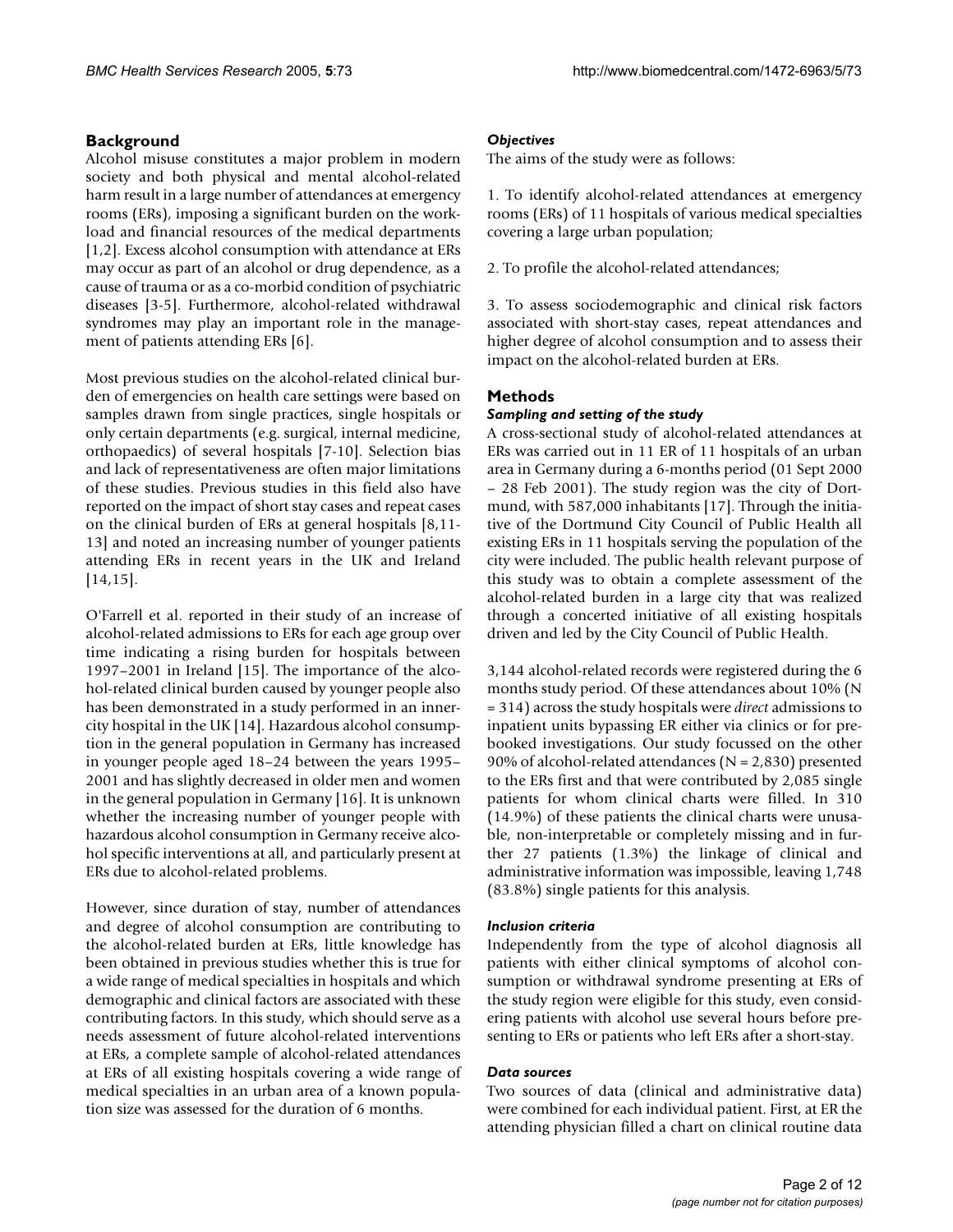## Background

Alcohol misuse constitutes a major problem in modern society and both physical and mental alcohol-related harm result in a large number of attendances at emergency rooms (ERs), imposing a significant burden on the workload and financial resources of the medical departments [1,2]. Excess alcohol consumption with attendance at ERs may occur as part of an alcohol or drug dependence, as a cause of trauma or as a co-morbid condition of psychiatric diseases [3-5]. Furthermore, alcohol-related withdrawal syndromes may play an important role in the management of patients attending ERs [6].

Most previous studies on the alcohol-related clinical burden of emergencies on health care settings were based on samples drawn from single practices, single hospitals or only certain departments (e.g. surgical, internal medicine, orthopaedics) of several hospitals [7-10]. Selection bias and lack of representativeness are often major limitations of these studies. Previous studies in this field also have reported on the impact of short stay cases and repeat cases on the clinical burden of ERs at general hospitals [8,11-13] and noted an increasing number of younger patients attending ERs in recent years in the UK and Ireland [14,15].

O'Farrell et al. reported in their study of an increase of alcohol-related admissions to ERs for each age group over time indicating a rising burden for hospitals between 1997–2001 in Ireland [15]. The importance of the alcohol-related clinical burden caused by younger people also has been demonstrated in a study performed in an inner-city hospital in the UK [14]. Hazardous alcohol consumption in the general population in Germany has increased in younger people aged 18–24 between the years 1995–2001 and has slightly decreased in older men and women in the general population in Germany [16]. It is unknown whether the increasing number of younger people with hazardous alcohol consumption in Germany receive alcohol specific interventions at all, and particularly present at ERs due to alcohol-related problems.

However, since duration of stay, number of attendances and degree of alcohol consumption are contributing to the alcohol-related burden at ERs, little knowledge has been obtained in previous studies whether this is true for a wide range of medical specialties in hospitals and which demographic and clinical factors are associated with these contributing factors. In this study, which should serve as a needs assessment of future alcohol-related interventions at ERs, a complete sample of alcohol-related attendances at ERs of all existing hospitals covering a wide range of medical specialties in an urban area of a known population size was assessed for the duration of 6 months.

### *Objectives*

The aims of the study were as follows:

1. To identify alcohol-related attendances at emergency rooms (ERs) of 11 hospitals of various medical specialties covering a large urban population;

2. To profile the alcohol-related attendances;

3. To assess sociodemographic and clinical risk factors associated with short-stay cases, repeat attendances and higher degree of alcohol consumption and to assess their impact on the alcohol-related burden at ERs.

## Methods

### *Sampling and setting of the study*

A cross-sectional study of alcohol-related attendances at ERs was carried out in 11 ER of 11 hospitals of an urban area in Germany during a 6-months period (01 Sept 2000 – 28 Feb 2001). The study region was the city of Dortmund, with 587,000 inhabitants [17]. Through the initiative of the Dortmund City Council of Public Health all existing ERs in 11 hospitals serving the population of the city were included. The public health relevant purpose of this study was to obtain a complete assessment of the alcohol-related burden in a large city that was realized through a concerted initiative of all existing hospitals driven and led by the City Council of Public Health.

3,144 alcohol-related records were registered during the 6 months study period. Of these attendances about 10% (N = 314) across the study hospitals were *direct* admissions to inpatient units bypassing ER either via clinics or for pre-booked investigations. Our study focussed on the other 90% of alcohol-related attendances (N = 2,830) presented to the ERs first and that were contributed by 2,085 single patients for whom clinical charts were filled. In 310 (14.9%) of these patients the clinical charts were unusable, non-interpretable or completely missing and in further 27 patients (1.3%) the linkage of clinical and administrative information was impossible, leaving 1,748 (83.8%) single patients for this analysis.

### *Inclusion criteria*

Independently from the type of alcohol diagnosis all patients with either clinical symptoms of alcohol consumption or withdrawal syndrome presenting at ERs of the study region were eligible for this study, even considering patients with alcohol use several hours before presenting to ERs or patients who left ERs after a short-stay.

### *Data sources*

Two sources of data (clinical and administrative data) were combined for each individual patient. First, at ER the attending physician filled a chart on clinical routine data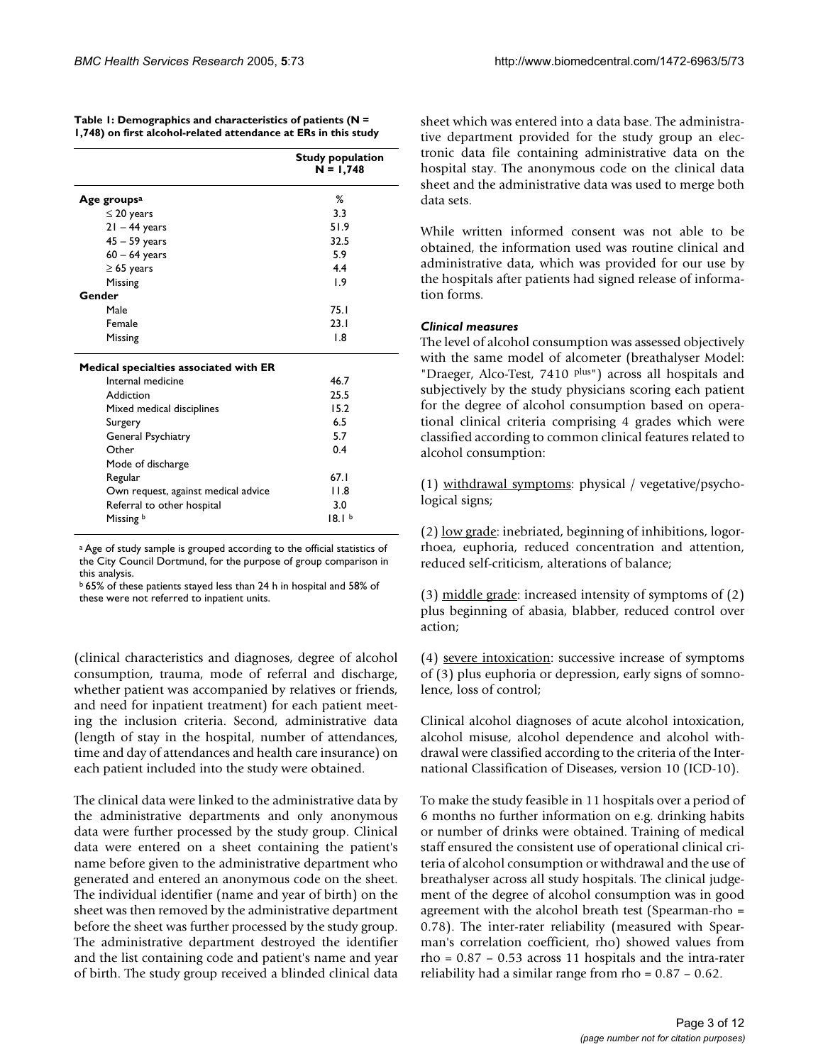**Table 1: Demographics and characteristics of patients (N = 1,748) on first alcohol-related attendance at ERs in this study**

| | Study population N = 1,748 |
|---|---|
| **Age groups**[a] | % |
| ≤ 20 years | 3.3 |
| 21 – 44 years | 51.9 |
| 45 – 59 years | 32.5 |
| 60 – 64 years | 5.9 |
| ≥ 65 years | 4.4 |
| Missing | 1.9 |
| **Gender** | |
| Male | 75.1 |
| Female | 23.1 |
| Missing | 1.8 |
| **Medical specialties associated with ER** | |
| Internal medicine | 46.7 |
| Addiction | 25.5 |
| Mixed medical disciplines | 15.2 |
| Surgery | 6.5 |
| General Psychiatry | 5.7 |
| Other | 0.4 |
| Mode of discharge | |
| Regular | 67.1 |
| Own request, against medical advice | 11.8 |
| Referral to other hospital | 3.0 |
| Missing [b] | 18.1 [b] |

[a] Age of study sample is grouped according to the official statistics of the City Council Dortmund, for the purpose of group comparison in this analysis.

[b] 65% of these patients stayed less than 24 h in hospital and 58% of these were not referred to inpatient units.

(clinical characteristics and diagnoses, degree of alcohol consumption, trauma, mode of referral and discharge, whether patient was accompanied by relatives or friends, and need for inpatient treatment) for each patient meeting the inclusion criteria. Second, administrative data (length of stay in the hospital, number of attendances, time and day of attendances and health care insurance) on each patient included into the study were obtained.

The clinical data were linked to the administrative data by the administrative departments and only anonymous data were further processed by the study group. Clinical data were entered on a sheet containing the patient's name before given to the administrative department who generated and entered an anonymous code on the sheet. The individual identifier (name and year of birth) on the sheet was then removed by the administrative department before the sheet was further processed by the study group. The administrative department destroyed the identifier and the list containing code and patient's name and year of birth. The study group received a blinded clinical data sheet which was entered into a data base. The administrative department provided for the study group an electronic data file containing administrative data on the hospital stay. The anonymous code on the clinical data sheet and the administrative data was used to merge both data sets.

While written informed consent was not able to be obtained, the information used was routine clinical and administrative data, which was provided for our use by the hospitals after patients had signed release of information forms.

### *Clinical measures*

The level of alcohol consumption was assessed objectively with the same model of alcometer (breathalyser Model: "Draeger, Alco-Test, 7410 plus") across all hospitals and subjectively by the study physicians scoring each patient for the degree of alcohol consumption based on operational clinical criteria comprising 4 grades which were classified according to common clinical features related to alcohol consumption:

(1) withdrawal symptoms: physical / vegetative/psychological signs;

(2) low grade: inebriated, beginning of inhibitions, logorrhoea, euphoria, reduced concentration and attention, reduced self-criticism, alterations of balance;

(3) middle grade: increased intensity of symptoms of (2) plus beginning of abasia, blabber, reduced control over action;

(4) severe intoxication: successive increase of symptoms of (3) plus euphoria or depression, early signs of somnolence, loss of control;

Clinical alcohol diagnoses of acute alcohol intoxication, alcohol misuse, alcohol dependence and alcohol withdrawal were classified according to the criteria of the International Classification of Diseases, version 10 (ICD-10).

To make the study feasible in 11 hospitals over a period of 6 months no further information on e.g. drinking habits or number of drinks were obtained. Training of medical staff ensured the consistent use of operational clinical criteria of alcohol consumption or withdrawal and the use of breathalyser across all study hospitals. The clinical judgement of the degree of alcohol consumption was in good agreement with the alcohol breath test (Spearman-rho = 0.78). The inter-rater reliability (measured with Spearman's correlation coefficient, rho) showed values from rho = 0.87 – 0.53 across 11 hospitals and the intra-rater reliability had a similar range from rho = 0.87 – 0.62.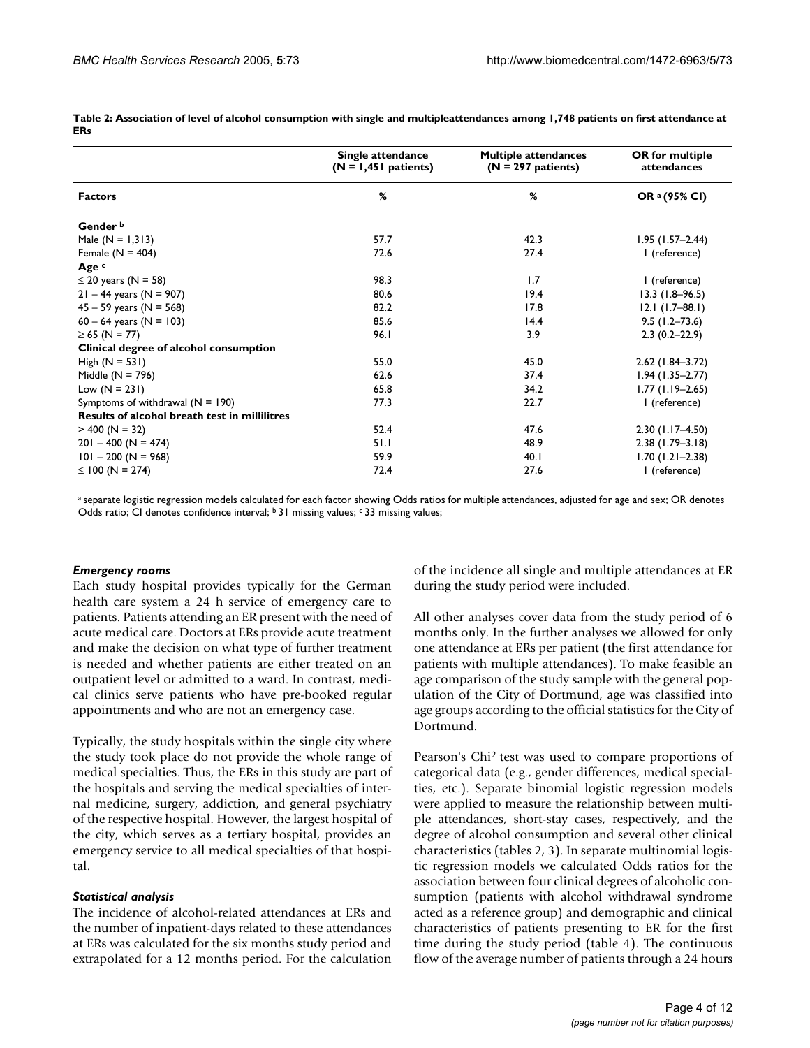**Table 2: Association of level of alcohol consumption with single and multipleattendances among 1,748 patients on first attendance at ERs**

| | Single attendance (N = 1,451 patients) | Multiple attendances (N = 297 patients) | OR for multiple attendances |
|---|---|---|---|
| **Factors** | **%** | **%** | **OR [a] (95% CI)** |
| **Gender [b]** | | | |
| Male (N = 1,313) | 57.7 | 42.3 | 1.95 (1.57–2.44) |
| Female (N = 404) | 72.6 | 27.4 | 1 (reference) |
| **Age [c]** | | | |
| ≤ 20 years (N = 58) | 98.3 | 1.7 | 1 (reference) |
| 21 – 44 years (N = 907) | 80.6 | 19.4 | 13.3 (1.8–96.5) |
| 45 – 59 years (N = 568) | 82.2 | 17.8 | 12.1 (1.7–88.1) |
| 60 – 64 years (N = 103) | 85.6 | 14.4 | 9.5 (1.2–73.6) |
| ≥ 65 (N = 77) | 96.1 | 3.9 | 2.3 (0.2–22.9) |
| **Clinical degree of alcohol consumption** | | | |
| High (N = 531) | 55.0 | 45.0 | 2.62 (1.84–3.72) |
| Middle (N = 796) | 62.6 | 37.4 | 1.94 (1.35–2.77) |
| Low (N = 231) | 65.8 | 34.2 | 1.77 (1.19–2.65) |
| Symptoms of withdrawal (N = 190) | 77.3 | 22.7 | 1 (reference) |
| **Results of alcohol breath test in millilitres** | | | |
| > 400 (N = 32) | 52.4 | 47.6 | 2.30 (1.17–4.50) |
| 201 – 400 (N = 474) | 51.1 | 48.9 | 2.38 (1.79–3.18) |
| 101 – 200 (N = 968) | 59.9 | 40.1 | 1.70 (1.21–2.38) |
| ≤ 100 (N = 274) | 72.4 | 27.6 | 1 (reference) |

[a] separate logistic regression models calculated for each factor showing Odds ratios for multiple attendances, adjusted for age and sex; OR denotes Odds ratio; CI denotes confidence interval; [b] 31 missing values; [c] 33 missing values;

### *Emergency rooms*

Each study hospital provides typically for the German health care system a 24 h service of emergency care to patients. Patients attending an ER present with the need of acute medical care. Doctors at ERs provide acute treatment and make the decision on what type of further treatment is needed and whether patients are either treated on an outpatient level or admitted to a ward. In contrast, medical clinics serve patients who have pre-booked regular appointments and who are not an emergency case.

Typically, the study hospitals within the single city where the study took place do not provide the whole range of medical specialties. Thus, the ERs in this study are part of the hospitals and serving the medical specialties of internal medicine, surgery, addiction, and general psychiatry of the respective hospital. However, the largest hospital of the city, which serves as a tertiary hospital, provides an emergency service to all medical specialties of that hospital.

### *Statistical analysis*

The incidence of alcohol-related attendances at ERs and the number of inpatient-days related to these attendances at ERs was calculated for the six months study period and extrapolated for a 12 months period. For the calculation of the incidence all single and multiple attendances at ER during the study period were included.

All other analyses cover data from the study period of 6 months only. In the further analyses we allowed for only one attendance at ERs per patient (the first attendance for patients with multiple attendances). To make feasible an age comparison of the study sample with the general population of the City of Dortmund, age was classified into age groups according to the official statistics for the City of Dortmund.

Pearson's $Chi^2$ test was used to compare proportions of categorical data (e.g., gender differences, medical specialties, etc.). Separate binomial logistic regression models were applied to measure the relationship between multiple attendances, short-stay cases, respectively, and the degree of alcohol consumption and several other clinical characteristics (tables 2, 3). In separate multinomial logistic regression models we calculated Odds ratios for the association between four clinical degrees of alcoholic consumption (patients with alcohol withdrawal syndrome acted as a reference group) and demographic and clinical characteristics of patients presenting to ER for the first time during the study period (table 4). The continuous flow of the average number of patients through a 24 hours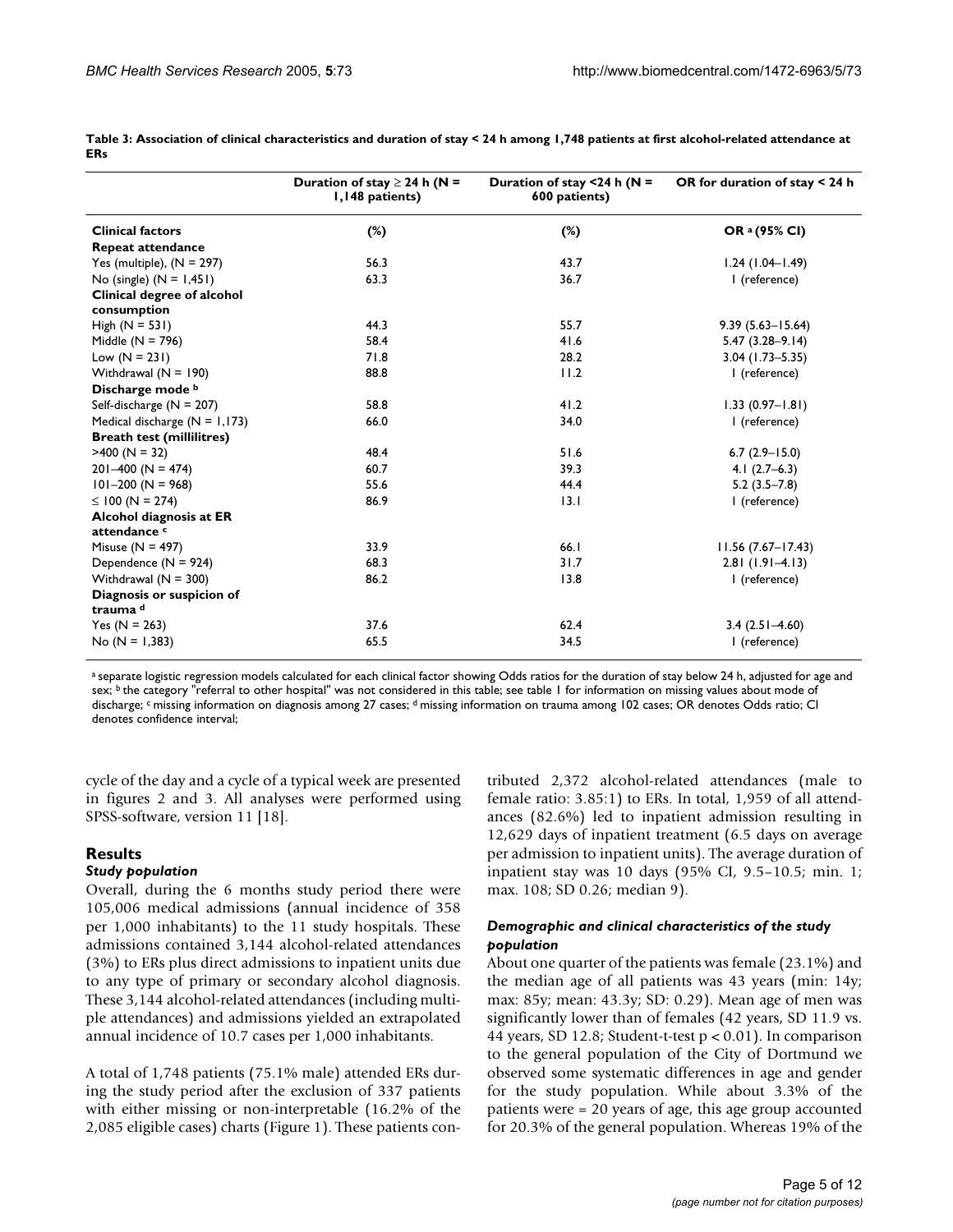**Table 3: Association of clinical characteristics and duration of stay < 24 h among 1,748 patients at first alcohol-related attendance at ERs**

| | Duration of stay ≥ 24 h (N = 1,148 patients) | Duration of stay <24 h (N = 600 patients) | OR for duration of stay < 24 h |
|---|---|---|---|
| **Clinical factors** | **(%)** | **(%)** | **OR [a] (95% CI)** |
| **Repeat attendance** | | | |
| Yes (multiple), (N = 297) | 56.3 | 43.7 | 1.24 (1.04–1.49) |
| No (single) (N = 1,451) | 63.3 | 36.7 | 1 (reference) |
| **Clinical degree of alcohol consumption** | | | |
| High (N = 531) | 44.3 | 55.7 | 9.39 (5.63–15.64) |
| Middle (N = 796) | 58.4 | 41.6 | 5.47 (3.28–9.14) |
| Low (N = 231) | 71.8 | 28.2 | 3.04 (1.73–5.35) |
| Withdrawal (N = 190) | 88.8 | 11.2 | 1 (reference) |
| **Discharge mode [b]** | | | |
| Self-discharge (N = 207) | 58.8 | 41.2 | 1.33 (0.97–1.81) |
| Medical discharge (N = 1,173) | 66.0 | 34.0 | 1 (reference) |
| **Breath test (millilitres)** | | | |
| >400 (N = 32) | 48.4 | 51.6 | 6.7 (2.9–15.0) |
| 201–400 (N = 474) | 60.7 | 39.3 | 4.1 (2.7–6.3) |
| 101–200 (N = 968) | 55.6 | 44.4 | 5.2 (3.5–7.8) |
| ≤ 100 (N = 274) | 86.9 | 13.1 | 1 (reference) |
| **Alcohol diagnosis at ER attendance [c]** | | | |
| Misuse (N = 497) | 33.9 | 66.1 | 11.56 (7.67–17.43) |
| Dependence (N = 924) | 68.3 | 31.7 | 2.81 (1.91–4.13) |
| Withdrawal (N = 300) | 86.2 | 13.8 | 1 (reference) |
| **Diagnosis or suspicion of trauma [d]** | | | |
| Yes (N = 263) | 37.6 | 62.4 | 3.4 (2.51–4.60) |
| No (N = 1,383) | 65.5 | 34.5 | 1 (reference) |

[a] separate logistic regression models calculated for each clinical factor showing Odds ratios for the duration of stay below 24 h, adjusted for age and sex; [b] the category "referral to other hospital" was not considered in this table; see table 1 for information on missing values about mode of discharge; [c] missing information on diagnosis among 27 cases; [d] missing information on trauma among 102 cases; OR denotes Odds ratio; CI denotes confidence interval;

cycle of the day and a cycle of a typical week are presented in figures 2 and 3. All analyses were performed using SPSS-software, version 11 [18].

## Results

### *Study population*

Overall, during the 6 months study period there were 105,006 medical admissions (annual incidence of 358 per 1,000 inhabitants) to the 11 study hospitals. These admissions contained 3,144 alcohol-related attendances (3%) to ERs plus direct admissions to inpatient units due to any type of primary or secondary alcohol diagnosis. These 3,144 alcohol-related attendances (including multiple attendances) and admissions yielded an extrapolated annual incidence of 10.7 cases per 1,000 inhabitants.

A total of 1,748 patients (75.1% male) attended ERs during the study period after the exclusion of 337 patients with either missing or non-interpretable (16.2% of the 2,085 eligible cases) charts (Figure 1). These patients contributed 2,372 alcohol-related attendances (male to female ratio: 3.85:1) to ERs. In total, 1,959 of all attendances (82.6%) led to inpatient admission resulting in 12,629 days of inpatient treatment (6.5 days on average per admission to inpatient units). The average duration of inpatient stay was 10 days (95% CI, 9.5–10.5; min. 1; max. 108; SD 0.26; median 9).

### *Demographic and clinical characteristics of the study population*

About one quarter of the patients was female (23.1%) and the median age of all patients was 43 years (min: 14y; max: 85y; mean: 43.3y; SD: 0.29). Mean age of men was significantly lower than of females (42 years, SD 11.9 vs. 44 years, SD 12.8; Student-t-test $p < 0.01$). In comparison to the general population of the City of Dortmund we observed some systematic differences in age and gender for the study population. While about 3.3% of the patients were = 20 years of age, this age group accounted for 20.3% of the general population. Whereas 19% of the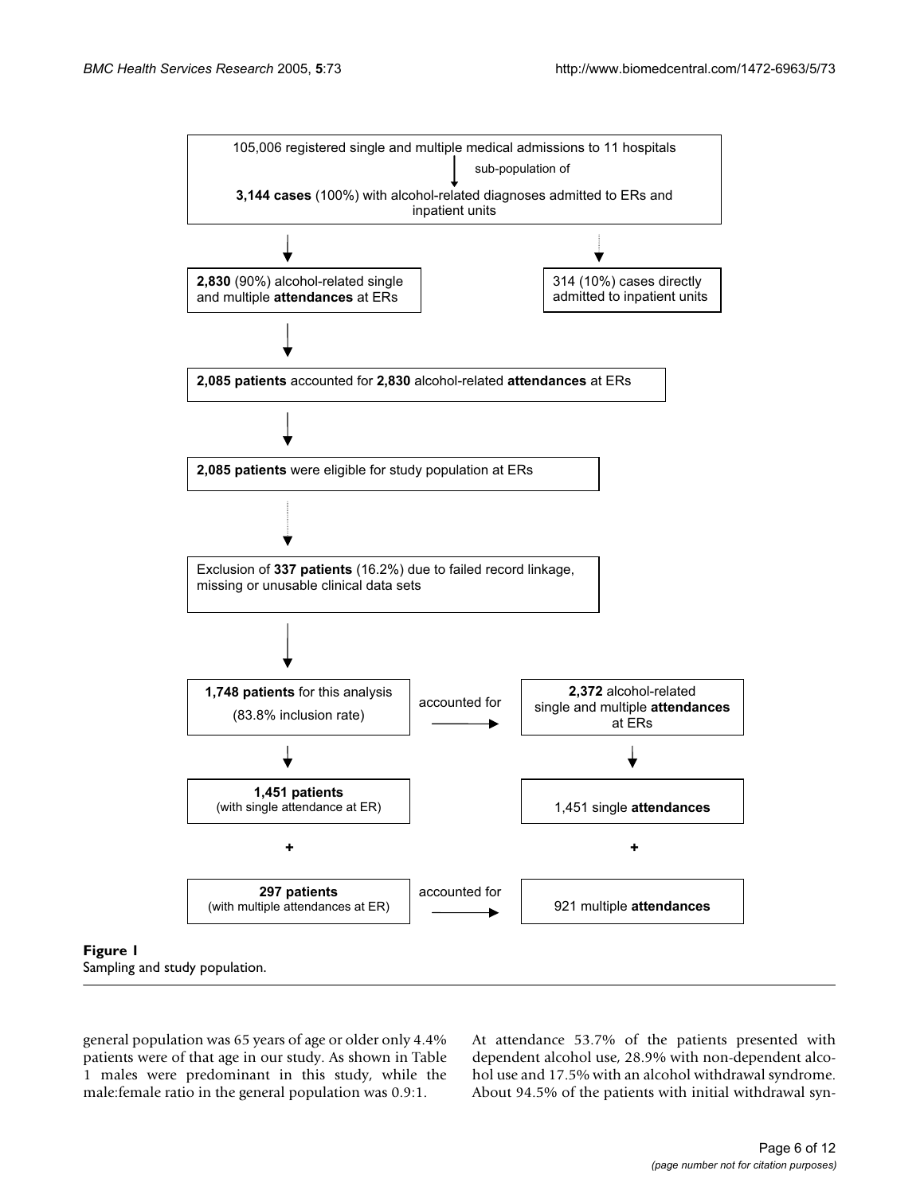105,006 registered single and multiple medical admissions to 11 hospitals

sub-population of

**3,144 cases** (100%) with alcohol-related diagnoses admitted to ERs and inpatient units

**2,830** (90%) alcohol-related single and multiple **attendances** at ERs

314 (10%) cases directly admitted to inpatient units

**2,085 patients** accounted for **2,830** alcohol-related **attendances** at ERs

**2,085 patients** were eligible for study population at ERs

Exclusion of **337 patients** (16.2%) due to failed record linkage, missing or unusable clinical data sets

**1,748 patients** for this analysis (83.8% inclusion rate)

accounted for

**2,372** alcohol-related single and multiple **attendances** at ERs

**1,451 patients** (with single attendance at ER)

1,451 single **attendances**

+

+

**297 patients** (with multiple attendances at ER)

accounted for

921 multiple **attendances**

**Figure 1**
Sampling and study population.

general population was 65 years of age or older only 4.4% patients were of that age in our study. As shown in Table 1 males were predominant in this study, while the male:female ratio in the general population was 0.9:1.

At attendance 53.7% of the patients presented with dependent alcohol use, 28.9% with non-dependent alcohol use and 17.5% with an alcohol withdrawal syndrome. About 94.5% of the patients with initial withdrawal syn-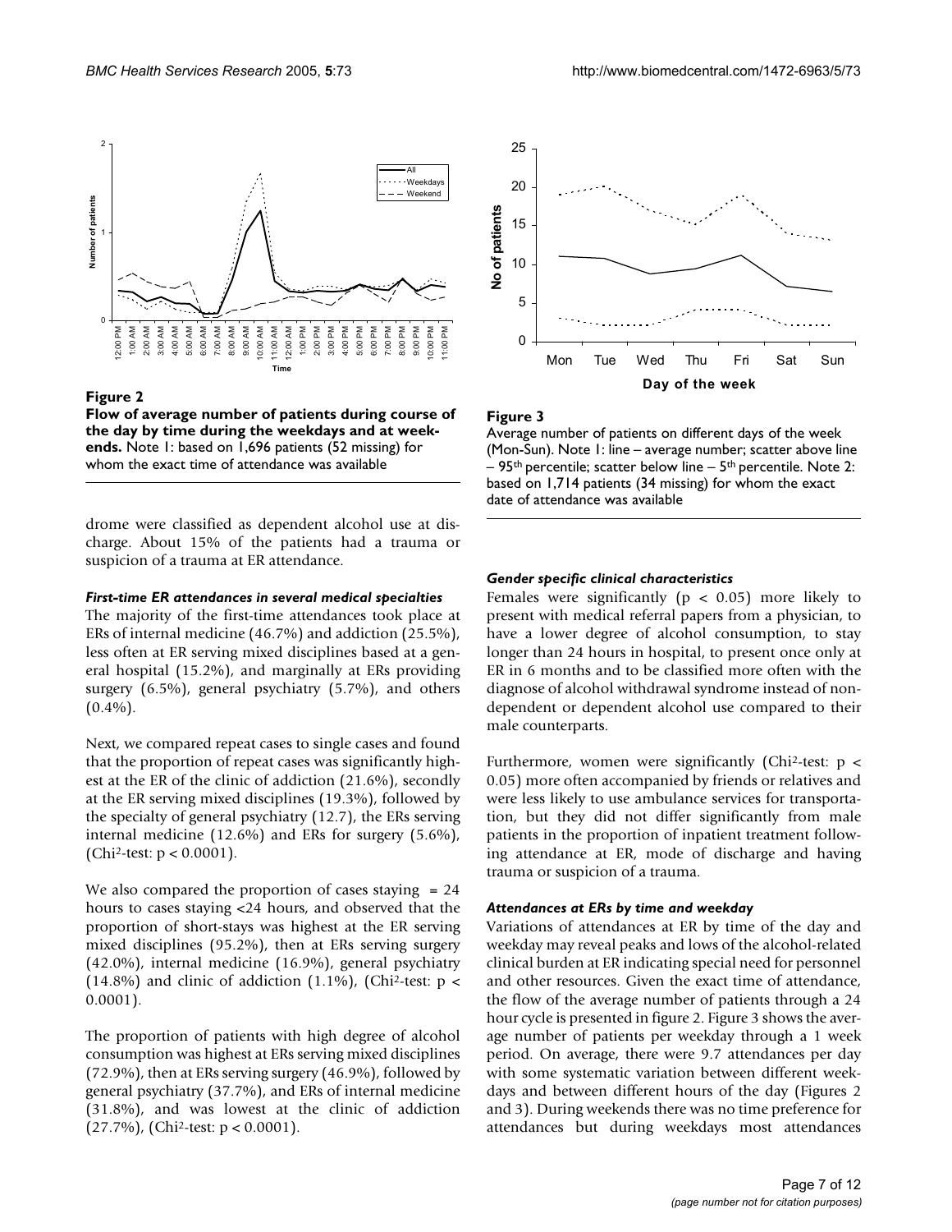**Figure 2**

**Flow of average number of patients during course of the day by time during the weekdays and at weekends.** Note 1: based on 1,696 patients (52 missing) for whom the exact time of attendance was available

**Figure 3**

Average number of patients on different days of the week (Mon-Sun). Note 1: line – average number; scatter above line – 95th percentile; scatter below line – 5th percentile. Note 2: based on 1,714 patients (34 missing) for whom the exact date of attendance was available

drome were classified as dependent alcohol use at discharge. About 15% of the patients had a trauma or suspicion of a trauma at ER attendance.

### *First-time ER attendances in several medical specialties*

The majority of the first-time attendances took place at ERs of internal medicine (46.7%) and addiction (25.5%), less often at ER serving mixed disciplines based at a general hospital (15.2%), and marginally at ERs providing surgery (6.5%), general psychiatry (5.7%), and others (0.4%).

Next, we compared repeat cases to single cases and found that the proportion of repeat cases was significantly highest at the ER of the clinic of addiction (21.6%), secondly at the ER serving mixed disciplines (19.3%), followed by the specialty of general psychiatry (12.7), the ERs serving internal medicine (12.6%) and ERs for surgery (5.6%), (Chi$^2$-test: $p < 0.0001$).

We also compared the proportion of cases staying = 24 hours to cases staying <24 hours, and observed that the proportion of short-stays was highest at the ER serving mixed disciplines (95.2%), then at ERs serving surgery (42.0%), internal medicine (16.9%), general psychiatry (14.8%) and clinic of addiction (1.1%), (Chi$^2$-test: $p < 0.0001$).

The proportion of patients with high degree of alcohol consumption was highest at ERs serving mixed disciplines (72.9%), then at ERs serving surgery (46.9%), followed by general psychiatry (37.7%), and ERs of internal medicine (31.8%), and was lowest at the clinic of addiction (27.7%), (Chi$^2$-test: $p < 0.0001$).

### *Gender specific clinical characteristics*

Females were significantly ($p < 0.05$) more likely to present with medical referral papers from a physician, to have a lower degree of alcohol consumption, to stay longer than 24 hours in hospital, to present once only at ER in 6 months and to be classified more often with the diagnosis of alcohol withdrawal syndrome instead of non-dependent or dependent alcohol use compared to their male counterparts.

Furthermore, women were significantly (Chi$^2$-test: $p < 0.05$) more often accompanied by friends or relatives and were less likely to use ambulance services for transportation, but they did not differ significantly from male patients in the proportion of inpatient treatment following attendance at ER, mode of discharge and having trauma or suspicion of a trauma.

### *Attendances at ERs by time and weekday*

Variations of attendances at ER by time of the day and weekday may reveal peaks and lows of the alcohol-related clinical burden at ER indicating special need for personnel and other resources. Given the exact time of attendance, the flow of the average number of patients through a 24 hour cycle is presented in figure 2. Figure 3 shows the average number of patients per weekday through a 1 week period. On average, there were 9.7 attendances per day with some systematic variation between different weekdays and between different hours of the day (Figures 2 and 3). During weekends there was no time preference for attendances but during weekdays most attendances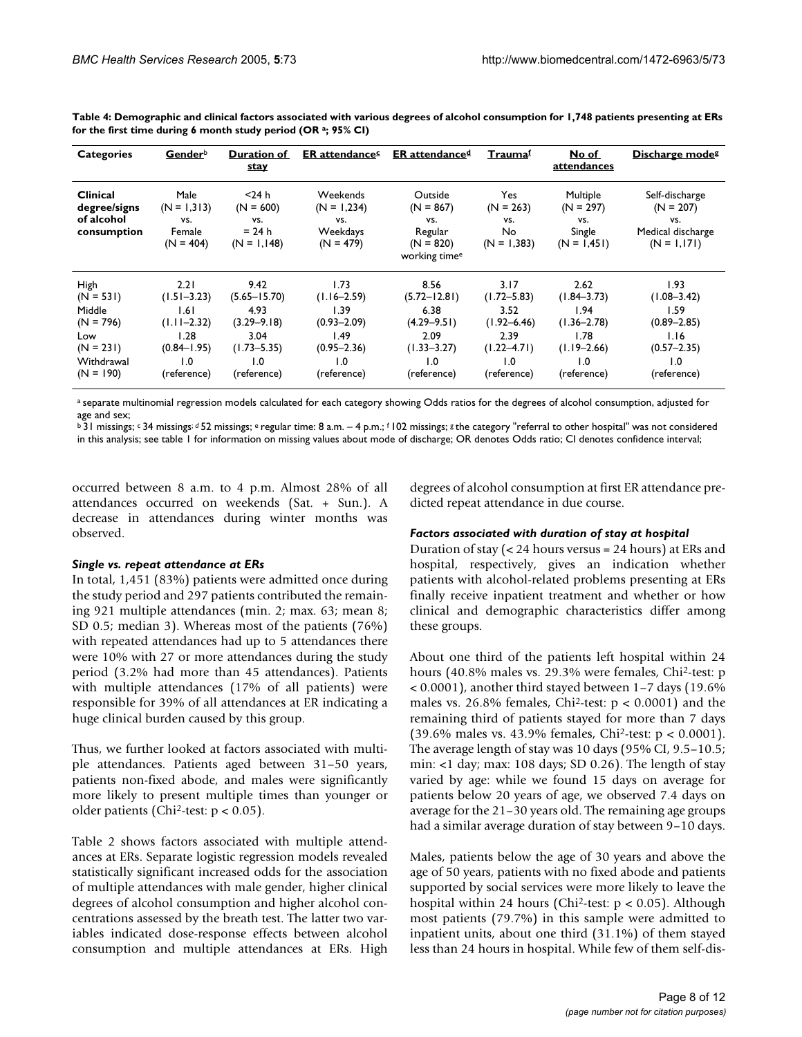**Table 4: Demographic and clinical factors associated with various degrees of alcohol consumption for 1,748 patients presenting at ERs for the first time during 6 month study period (OR [a]; 95% CI)**

| Categories | Gender[b] | Duration of stay | ER attendance[c] | ER attendance[d] | Trauma[f] | No of attendances | Discharge mode[g] |
|---|---|---|---|---|---|---|---|
| **Clinical degree/signs of alcohol consumption** | Male (N = 1,313) vs. Female (N = 404) | <24 h (N = 600) vs. = 24 h (N = 1,148) | Weekends (N = 1,234) vs. Weekdays (N = 479) | Outside (N = 867) vs. Regular (N = 820) working time[e] | Yes (N = 263) vs. No (N = 1,383) | Multiple (N = 297) vs. Single (N = 1,451) | Self-discharge (N = 207) vs. Medical discharge (N = 1,171) |
| High (N = 531) | 2.21 (1.51–3.23) | 9.42 (5.65–15.70) | 1.73 (1.16–2.59) | 8.56 (5.72–12.81) | 3.17 (1.72–5.83) | 2.62 (1.84–3.73) | 1.93 (1.08–3.42) |
| Middle (N = 796) | 1.61 (1.11–2.32) | 4.93 (3.29–9.18) | 1.39 (0.93–2.09) | 6.38 (4.29–9.51) | 3.52 (1.92–6.46) | 1.94 (1.36–2.78) | 1.59 (0.89–2.85) |
| Low (N = 231) | 1.28 (0.84–1.95) | 3.04 (1.73–5.35) | 1.49 (0.95–2.36) | 2.09 (1.33–3.27) | 2.39 (1.22–4.71) | 1.78 (1.19–2.66) | 1.16 (0.57–2.35) |
| Withdrawal (N = 190) | 1.0 (reference) | 1.0 (reference) | 1.0 (reference) | 1.0 (reference) | 1.0 (reference) | 1.0 (reference) | 1.0 (reference) |

[a] separate multinomial regression models calculated for each category showing Odds ratios for the degrees of alcohol consumption, adjusted for age and sex;
[b] 31 missings; [c] 34 missings; [d] 52 missings; [e] regular time: 8 a.m. – 4 p.m.; [f] 102 missings; [g] the category "referral to other hospital" was not considered in this analysis; see table 1 for information on missing values about mode of discharge; OR denotes Odds ratio; CI denotes confidence interval;

occurred between 8 a.m. to 4 p.m. Almost 28% of all attendances occurred on weekends (Sat. + Sun.). A decrease in attendances during winter months was observed.

### *Single vs. repeat attendance at ERs*

In total, 1,451 (83%) patients were admitted once during the study period and 297 patients contributed the remaining 921 multiple attendances (min. 2; max. 63; mean 8; SD 0.5; median 3). Whereas most of the patients (76%) with repeated attendances had up to 5 attendances there were 10% with 27 or more attendances during the study period (3.2% had more than 45 attendances). Patients with multiple attendances (17% of all patients) were responsible for 39% of all attendances at ER indicating a huge clinical burden caused by this group.

Thus, we further looked at factors associated with multiple attendances. Patients aged between 31–50 years, patients non-fixed abode, and males were significantly more likely to present multiple times than younger or older patients (Chi[2]-test: $p < 0.05$).

Table 2 shows factors associated with multiple attendances at ERs. Separate logistic regression models revealed statistically significant increased odds for the association of multiple attendances with male gender, higher clinical degrees of alcohol consumption and higher alcohol concentrations assessed by the breath test. The latter two variables indicated dose-response effects between alcohol consumption and multiple attendances at ERs. High degrees of alcohol consumption at first ER attendance predicted repeat attendance in due course.

### *Factors associated with duration of stay at hospital*

Duration of stay (< 24 hours versus = 24 hours) at ERs and hospital, respectively, gives an indication whether patients with alcohol-related problems presenting at ERs finally receive inpatient treatment and whether or how clinical and demographic characteristics differ among these groups.

About one third of the patients left hospital within 24 hours (40.8% males vs. 29.3% were females, Chi[2]-test: $p < 0.0001$), another third stayed between 1–7 days (19.6% males vs. 26.8% females, Chi[2]-test: $p < 0.0001$) and the remaining third of patients stayed for more than 7 days (39.6% males vs. 43.9% females, Chi[2]-test: $p < 0.0001$). The average length of stay was 10 days (95% CI, 9.5–10.5; min: <1 day; max: 108 days; SD 0.26). The length of stay varied by age: while we found 15 days on average for patients below 20 years of age, we observed 7.4 days on average for the 21–30 years old. The remaining age groups had a similar average duration of stay between 9–10 days.

Males, patients below the age of 30 years and above the age of 50 years, patients with no fixed abode and patients supported by social services were more likely to leave the hospital within 24 hours (Chi[2]-test: $p < 0.05$). Although most patients (79.7%) in this sample were admitted to inpatient units, about one third (31.1%) of them stayed less than 24 hours in hospital. While few of them self-dis-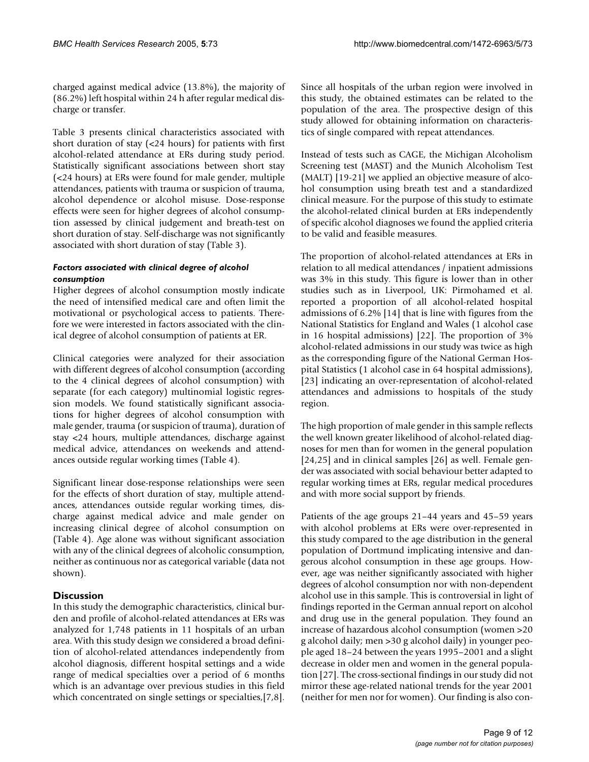charged against medical advice (13.8%), the majority of (86.2%) left hospital within 24 h after regular medical discharge or transfer.

Table 3 presents clinical characteristics associated with short duration of stay (<24 hours) for patients with first alcohol-related attendance at ERs during study period. Statistically significant associations between short stay (<24 hours) at ERs were found for male gender, multiple attendances, patients with trauma or suspicion of trauma, alcohol dependence or alcohol misuse. Dose-response effects were seen for higher degrees of alcohol consumption assessed by clinical judgement and breath-test on short duration of stay. Self-discharge was not significantly associated with short duration of stay (Table 3).

#### *Factors associated with clinical degree of alcohol consumption*

Higher degrees of alcohol consumption mostly indicate the need of intensified medical care and often limit the motivational or psychological access to patients. Therefore we were interested in factors associated with the clinical degree of alcohol consumption of patients at ER.

Clinical categories were analyzed for their association with different degrees of alcohol consumption (according to the 4 clinical degrees of alcohol consumption) with separate (for each category) multinomial logistic regression models. We found statistically significant associations for higher degrees of alcohol consumption with male gender, trauma (or suspicion of trauma), duration of stay <24 hours, multiple attendances, discharge against medical advice, attendances on weekends and attendances outside regular working times (Table 4).

Significant linear dose-response relationships were seen for the effects of short duration of stay, multiple attendances, attendances outside regular working times, discharge against medical advice and male gender on increasing clinical degree of alcohol consumption on (Table 4). Age alone was without significant association with any of the clinical degrees of alcoholic consumption, neither as continuous nor as categorical variable (data not shown).

## Discussion

In this study the demographic characteristics, clinical burden and profile of alcohol-related attendances at ERs was analyzed for 1,748 patients in 11 hospitals of an urban area. With this study design we considered a broad definition of alcohol-related attendances independently from alcohol diagnosis, different hospital settings and a wide range of medical specialties over a period of 6 months which is an advantage over previous studies in this field which concentrated on single settings or specialties,[7,8].

Since all hospitals of the urban region were involved in this study, the obtained estimates can be related to the population of the area. The prospective design of this study allowed for obtaining information on characteristics of single compared with repeat attendances.

Instead of tests such as CAGE, the Michigan Alcoholism Screening test (MAST) and the Munich Alcoholism Test (MALT) [19-21] we applied an objective measure of alcohol consumption using breath test and a standardized clinical measure. For the purpose of this study to estimate the alcohol-related clinical burden at ERs independently of specific alcohol diagnoses we found the applied criteria to be valid and feasible measures.

The proportion of alcohol-related attendances at ERs in relation to all medical attendances / inpatient admissions was 3% in this study. This figure is lower than in other studies such as in Liverpool, UK: Pirmohamed et al. reported a proportion of all alcohol-related hospital admissions of 6.2% [14] that is line with figures from the National Statistics for England and Wales (1 alcohol case in 16 hospital admissions) [22]. The proportion of 3% alcohol-related admissions in our study was twice as high as the corresponding figure of the National German Hospital Statistics (1 alcohol case in 64 hospital admissions), [23] indicating an over-representation of alcohol-related attendances and admissions to hospitals of the study region.

The high proportion of male gender in this sample reflects the well known greater likelihood of alcohol-related diagnoses for men than for women in the general population [24,25] and in clinical samples [26] as well. Female gender was associated with social behaviour better adapted to regular working times at ERs, regular medical procedures and with more social support by friends.

Patients of the age groups 21–44 years and 45–59 years with alcohol problems at ERs were over-represented in this study compared to the age distribution in the general population of Dortmund implicating intensive and dangerous alcohol consumption in these age groups. However, age was neither significantly associated with higher degrees of alcohol consumption nor with non-dependent alcohol use in this sample. This is controversial in light of findings reported in the German annual report on alcohol and drug use in the general population. They found an increase of hazardous alcohol consumption (women >20 g alcohol daily; men >30 g alcohol daily) in younger people aged 18–24 between the years 1995–2001 and a slight decrease in older men and women in the general population [27]. The cross-sectional findings in our study did not mirror these age-related national trends for the year 2001 (neither for men nor for women). Our finding is also con-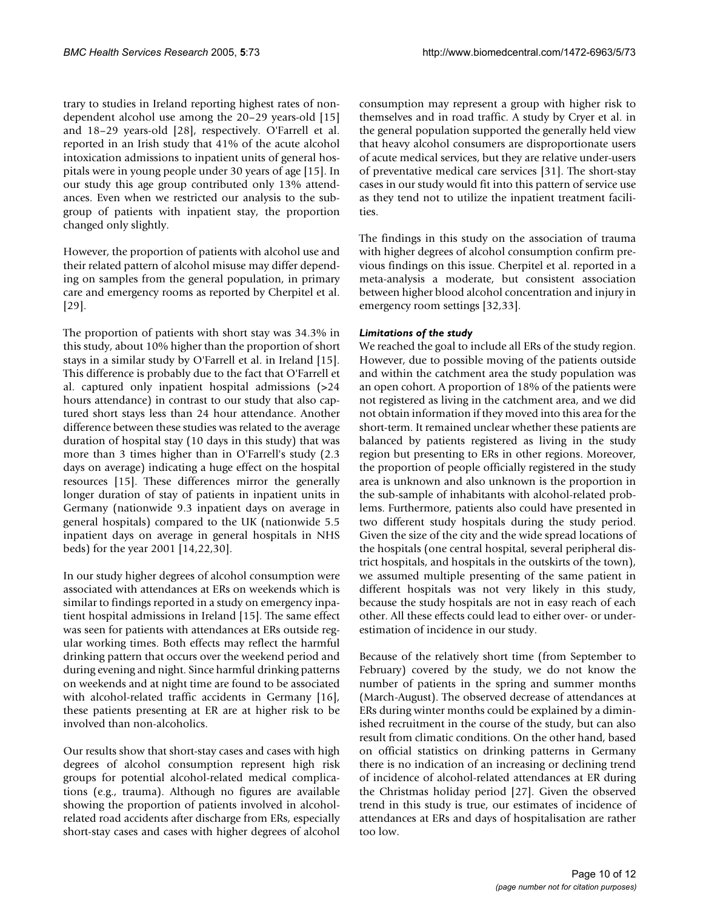trary to studies in Ireland reporting highest rates of non-dependent alcohol use among the 20–29 years-old [15] and 18–29 years-old [28], respectively. O'Farrell et al. reported in an Irish study that 41% of the acute alcohol intoxication admissions to inpatient units of general hospitals were in young people under 30 years of age [15]. In our study this age group contributed only 13% attendances. Even when we restricted our analysis to the subgroup of patients with inpatient stay, the proportion changed only slightly.

However, the proportion of patients with alcohol use and their related pattern of alcohol misuse may differ depending on samples from the general population, in primary care and emergency rooms as reported by Cherpitel et al. [29].

The proportion of patients with short stay was 34.3% in this study, about 10% higher than the proportion of short stays in a similar study by O'Farrell et al. in Ireland [15]. This difference is probably due to the fact that O'Farrell et al. captured only inpatient hospital admissions (>24 hours attendance) in contrast to our study that also captured short stays less than 24 hour attendance. Another difference between these studies was related to the average duration of hospital stay (10 days in this study) that was more than 3 times higher than in O'Farrell's study (2.3 days on average) indicating a huge effect on the hospital resources [15]. These differences mirror the generally longer duration of stay of patients in inpatient units in Germany (nationwide 9.3 inpatient days on average in general hospitals) compared to the UK (nationwide 5.5 inpatient days on average in general hospitals in NHS beds) for the year 2001 [14,22,30].

In our study higher degrees of alcohol consumption were associated with attendances at ERs on weekends which is similar to findings reported in a study on emergency inpatient hospital admissions in Ireland [15]. The same effect was seen for patients with attendances at ERs outside regular working times. Both effects may reflect the harmful drinking pattern that occurs over the weekend period and during evening and night. Since harmful drinking patterns on weekends and at night time are found to be associated with alcohol-related traffic accidents in Germany [16], these patients presenting at ER are at higher risk to be involved than non-alcoholics.

Our results show that short-stay cases and cases with high degrees of alcohol consumption represent high risk groups for potential alcohol-related medical complications (e.g., trauma). Although no figures are available showing the proportion of patients involved in alcohol-related road accidents after discharge from ERs, especially short-stay cases and cases with higher degrees of alcohol consumption may represent a group with higher risk to themselves and in road traffic. A study by Cryer et al. in the general population supported the generally held view that heavy alcohol consumers are disproportionate users of acute medical services, but they are relative under-users of preventative medical care services [31]. The short-stay cases in our study would fit into this pattern of service use as they tend not to utilize the inpatient treatment facilities.

The findings in this study on the association of trauma with higher degrees of alcohol consumption confirm previous findings on this issue. Cherpitel et al. reported in a meta-analysis a moderate, but consistent association between higher blood alcohol concentration and injury in emergency room settings [32,33].

### *Limitations of the study*

We reached the goal to include all ERs of the study region. However, due to possible moving of the patients outside and within the catchment area the study population was an open cohort. A proportion of 18% of the patients were not registered as living in the catchment area, and we did not obtain information if they moved into this area for the short-term. It remained unclear whether these patients are balanced by patients registered as living in the study region but presenting to ERs in other regions. Moreover, the proportion of people officially registered in the study area is unknown and also unknown is the proportion in the sub-sample of inhabitants with alcohol-related problems. Furthermore, patients also could have presented in two different study hospitals during the study period. Given the size of the city and the wide spread locations of the hospitals (one central hospital, several peripheral district hospitals, and hospitals in the outskirts of the town), we assumed multiple presenting of the same patient in different hospitals was not very likely in this study, because the study hospitals are not in easy reach of each other. All these effects could lead to either over- or underestimation of incidence in our study.

Because of the relatively short time (from September to February) covered by the study, we do not know the number of patients in the spring and summer months (March-August). The observed decrease of attendances at ERs during winter months could be explained by a diminished recruitment in the course of the study, but can also result from climatic conditions. On the other hand, based on official statistics on drinking patterns in Germany there is no indication of an increasing or declining trend of incidence of alcohol-related attendances at ER during the Christmas holiday period [27]. Given the observed trend in this study is true, our estimates of incidence of attendances at ERs and days of hospitalisation are rather too low.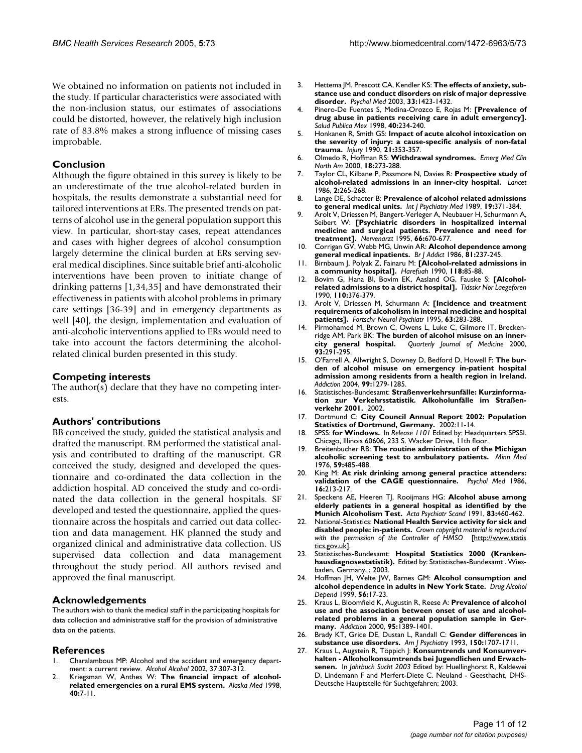We obtained no information on patients not included in the study. If particular characteristics were associated with the non-inclusion status, our estimates of associations could be distorted, however, the relatively high inclusion rate of 83.8% makes a strong influence of missing cases improbable.

## Conclusion

Although the figure obtained in this survey is likely to be an underestimate of the true alcohol-related burden in hospitals, the results demonstrate a substantial need for tailored interventions at ERs. The presented trends on patterns of alcohol use in the general population support this view. In particular, short-stay cases, repeat attendances and cases with higher degrees of alcohol consumption largely determine the clinical burden at ERs serving several medical disciplines. Since suitable brief anti-alcoholic interventions have been proven to initiate change of drinking patterns [1,34,35] and have demonstrated their effectiveness in patients with alcohol problems in primary care settings [36-39] and in emergency departments as well [40], the design, implementation and evaluation of anti-alcoholic interventions applied to ERs would need to take into account the factors determining the alcohol-related clinical burden presented in this study.

## Competing interests

The author(s) declare that they have no competing interests.

## Authors' contributions

BB conceived the study, guided the statistical analysis and drafted the manuscript. RM performed the statistical analysis and contributed to drafting of the manuscript. GR conceived the study, designed and developed the questionnaire and co-ordinated the data collection in the addiction hospital. AD conceived the study and co-ordinated the data collection in the general hospitals. SF developed and tested the questionnaire, applied the questionnaire across the hospitals and carried out data collection and data management. HK planned the study and organized clinical and administrative data collection. US supervised data collection and data management throughout the study period. All authors revised and approved the final manuscript.

## Acknowledgements

The authors wish to thank the medical staff in the participating hospitals for data collection and administrative staff for the provision of administrative data on the patients.

## References

1. Charalambous MP: Alcohol and the accident and emergency department: a current review. *Alcohol Alcohol* 2002, 37:307-312.
2. Kriegsman W, Anthes W: **The financial impact of alcohol-related emergencies on a rural EMS system.** *Alaska Med* 1998, **40:**7-11.
3. Hettema JM, Prescott CA, Kendler KS: **The effects of anxiety, substance use and conduct disorders on risk of major depressive disorder.** *Psychol Med* 2003, **33:**1423-1432.
4. Pinero-De Fuentes S, Medina-Orozco E, Rojas M: **[Prevalence of drug abuse in patients receiving care in adult emergency].** *Salud Publica Mex* 1998, **40:**234-240.
5. Honkanen R, Smith GS: **Impact of acute alcohol intoxication on the severity of injury: a cause-specific analysis of non-fatal trauma.** *Injury* 1990, **21:**353-357.
6. Olmedo R, Hoffman RS: **Withdrawal syndromes.** *Emerg Med Clin North Am* 2000, **18:**273-288.
7. Taylor CL, Kilbane P, Passmore N, Davies R: **Prospective study of alcohol-related admissions in an inner-city hospital.** *Lancet* 1986, **2:**265-268.
8. Lange DE, Schacter B: **Prevalence of alcohol related admissions to general medical units.** *Int J Psychiatry Med* 1989, **19:**371-384.
9. Arolt V, Driessen M, Bangert-Verleger A, Neubauer H, Schurmann A, Seibert W: **[Psychiatric disorders in hospitalized internal medicine and surgical patients. Prevalence and need for treatment].** *Nervenarzt* 1995, **66:**670-677.
10. Corrigan GV, Webb MG, Unwin AR: **Alcohol dependence among general medical inpatients.** *Br J Addict* 1986, **81:**237-245.
11. Birnbaum J, Polyak Z, Fainaru M: **[Alcohol-related admissions in a community hospital].** *Harefuah* 1990, **118:**85-88.
12. Bovim G, Hana BI, Bovim EK, Aasland OG, Fauske S: **[Alcohol-related admissions to a district hospital].** *Tidsskr Nor Laegeforen* 1990, **110:**376-379.
13. Arolt V, Driessen M, Schurmann A: **[Incidence and treatment requirements of alcoholism in internal medicine and hospital patients].** *Fortschr Neurol Psychiatr* 1995, **63:**283-288.
14. Pirmohamed M, Brown C, Owens L, Luke C, Gilmore IT, Breckenridge AM, Park BK: **The burden of alcohol misuse on an inner-city general hospital.** *Quarterly Journal of Medicine* 2000, **93:**291-295.
15. O'Farrell A, Allwright S, Downey D, Bedford D, Howell F: **The burden of alcohol misuse on emergency in-patient hospital admission among residents from a health region in Ireland.** *Addiction* 2004, **99:**1279-1285.
16. Statistisches-Bundesamt: **Straßenverkehrsunfälle: Kurzinformation zur Verkehrsstatistik. Alkoholunfälle im Straßenverkehr 2001.** 2002.
17. Dortmund C: **City Council Annual Report 2002: Population Statistics of Dortmund, Germany.** 2002:11-14.
18. SPSS: **for Windows.** In *Release 1101* Edited by: Headquarters SPSSI. Chicago, Illinois 60606, 233 S. Wacker Drive, 11th floor.
19. Breitenbucher RB: **The routine administration of the Michigan alcoholic screening test to ambulatory patients.** *Minn Med* 1976, **59:**485-488.
20. King M: **At risk drinking among general practice attenders: validation of the CAGE questionnaire.** *Psychol Med* 1986, **16:**213-217.
21. Speckens AE, Heeren TJ, Rooijmans HG: **Alcohol abuse among elderly patients in a general hospital as identified by the Munich Alcoholism Test.** *Acta Psychiatr Scand* 1991, **83:**460-462.
22. National-Statistics: **National Health Service activity for sick and disabled people: in-patients.** *Crown copyright material is reproduced with the permission of the Controller of HMSO* [http://www.statistics.gov.uk].
23. Statistisches-Bundesamt: **Hospital Statistics 2000 (Krankenhausdiagnosestatistik).** Edited by: Statistisches-Bundesamt . Wiesbaden, Germany, ; 2003.
24. Hoffman JH, Welte JW, Barnes GM: **Alcohol consumption and alcohol dependence in adults in New York State.** *Drug Alcohol Depend* 1999, **56:**17-23.
25. Kraus L, Bloomfield K, Augustin R, Reese A: **Prevalence of alcohol use and the association between onset of use and alcohol-related problems in a general population sample in Germany.** *Addiction* 2000, **95:**1389-1401.
26. Brady KT, Grice DE, Dustan L, Randall C: **Gender differences in substance use disorders.** *Am J Psychiatry* 1993, **150:**1707-1711.
27. Kraus L, Augstein R, Töppich J: **Konsumtrends und Konsumverhalten - Alkoholkonsumtrends bei Jugendlichen und Erwachsenen.** In *Jahrbuch Sucht 2003* Edited by: Huellinghorst R, Kaldewei D, Lindemann F and Merfert-Diete C. Neuland - Geesthacht, DHS-Deutsche Hauptstelle für Suchtgefahren; 2003.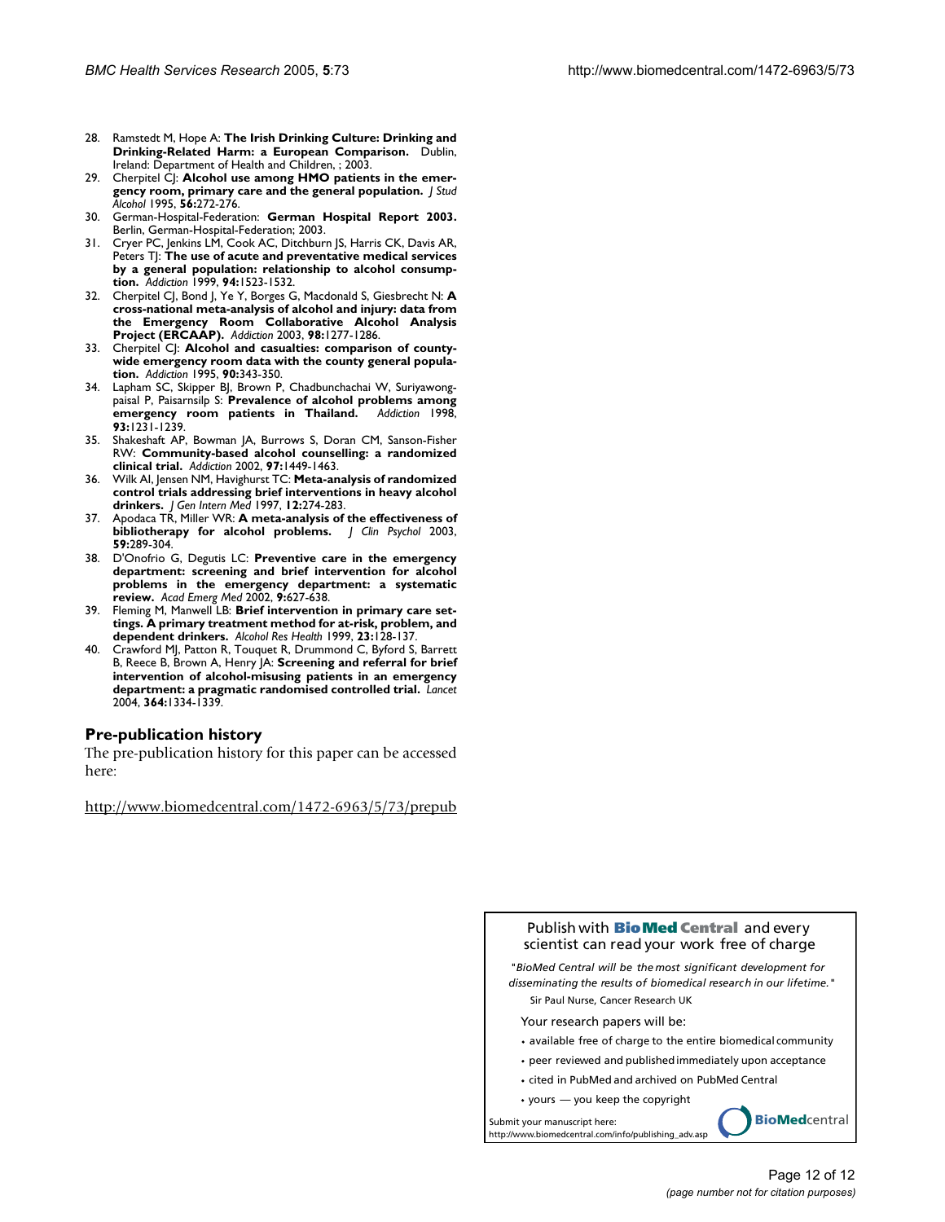28. Ramstedt M, Hope A: **The Irish Drinking Culture: Drinking and Drinking-Related Harm: a European Comparison.** Dublin, Ireland: Department of Health and Children, ; 2003.
29. Cherpitel CJ: **Alcohol use among HMO patients in the emergency room, primary care and the general population.** *J Stud Alcohol* 1995, **56:**272-276.
30. German-Hospital-Federation: **German Hospital Report 2003.** Berlin, German-Hospital-Federation; 2003.
31. Cryer PC, Jenkins LM, Cook AC, Ditchburn JS, Harris CK, Davis AR, Peters TJ: **The use of acute and preventative medical services by a general population: relationship to alcohol consumption.** *Addiction* 1999, **94:**1523-1532.
32. Cherpitel CJ, Bond J, Ye Y, Borges G, Macdonald S, Giesbrecht N: **A cross-national meta-analysis of alcohol and injury: data from the Emergency Room Collaborative Alcohol Analysis Project (ERCAAP).** *Addiction* 2003, **98:**1277-1286.
33. Cherpitel CJ: **Alcohol and casualties: comparison of county-wide emergency room data with the county general population.** *Addiction* 1995, **90:**343-350.
34. Lapham SC, Skipper BJ, Brown P, Chadbunchachai W, Suriyawongpaisal P, Paisarnsilp S: **Prevalence of alcohol problems among emergency room patients in Thailand.** *Addiction* 1998, **93:**1231-1239.
35. Shakeshaft AP, Bowman JA, Burrows S, Doran CM, Sanson-Fisher RW: **Community-based alcohol counselling: a randomized clinical trial.** *Addiction* 2002, **97:**1449-1463.
36. Wilk AI, Jensen NM, Havighurst TC: **Meta-analysis of randomized control trials addressing brief interventions in heavy alcohol drinkers.** *J Gen Intern Med* 1997, **12:**274-283.
37. Apodaca TR, Miller WR: **A meta-analysis of the effectiveness of bibliotherapy for alcohol problems.** *J Clin Psychol* 2003, **59:**289-304.
38. D'Onofrio G, Degutis LC: **Preventive care in the emergency department: screening and brief intervention for alcohol problems in the emergency department: a systematic review.** *Acad Emerg Med* 2002, **9:**627-638.
39. Fleming M, Manwell LB: **Brief intervention in primary care settings. A primary treatment method for at-risk, problem, and dependent drinkers.** *Alcohol Res Health* 1999, **23:**128-137.
40. Crawford MJ, Patton R, Touquet R, Drummond C, Byford S, Barrett B, Reece B, Brown A, Henry JA: **Screening and referral for brief intervention of alcohol-misusing patients in an emergency department: a pragmatic randomised controlled trial.** *Lancet* 2004, **364:**1334-1339.

## Pre-publication history

The pre-publication history for this paper can be accessed here:

http://www.biomedcentral.com/1472-6963/5/73/prepub

Publish with **BioMed Central** and every scientist can read your work free of charge

*"BioMed Central will be the most significant development for disseminating the results of biomedical research in our lifetime."*

Sir Paul Nurse, Cancer Research UK

Your research papers will be:

- available free of charge to the entire biomedical community
- peer reviewed and published immediately upon acceptance
- cited in PubMed and archived on PubMed Central
- yours — you keep the copyright

Submit your manuscript here:
http://www.biomedcentral.com/info/publishing_adv.asp

**BioMed**central